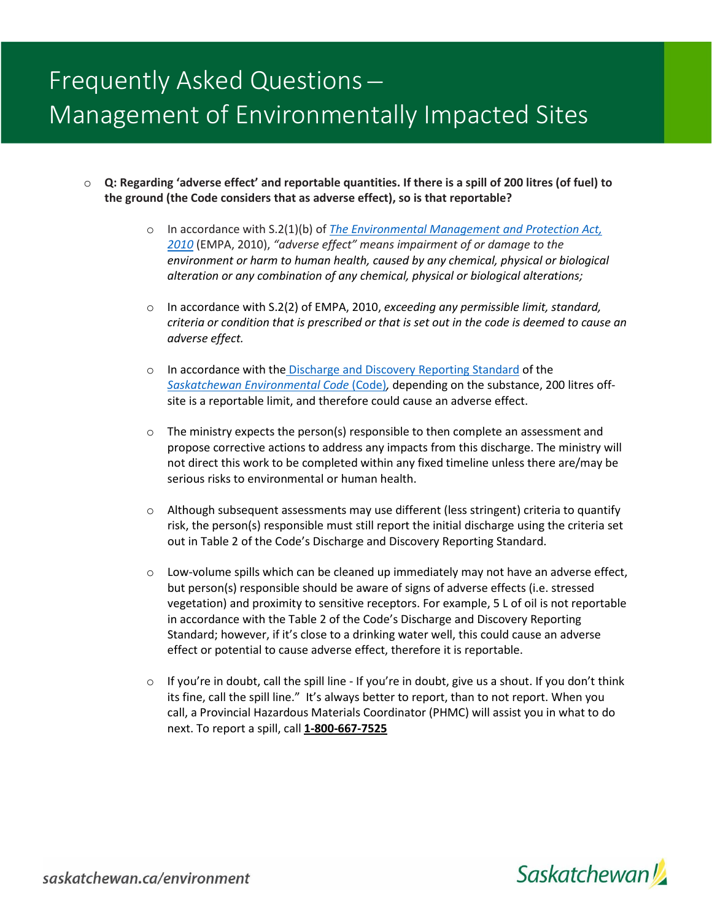# Frequently Asked Questions – Management of Environmentally Impacted Sites

- **Q: Regarding 'adverse effect' and reportable quantities. If there is a spill of 200 litres (of fuel) to the ground (the Code considers that as adverse effect), so is that reportable?**
  - In accordance with S.2(1)(b) of *The Environmental Management and Protection Act, 2010* (EMPA, 2010), *"adverse effect" means impairment of or damage to the environment or harm to human health, caused by any chemical, physical or biological alteration or any combination of any chemical, physical or biological alterations;*
  - In accordance with S.2(2) of EMPA, 2010, *exceeding any permissible limit, standard, criteria or condition that is prescribed or that is set out in the code is deemed to cause an adverse effect.*
  - In accordance with the Discharge and Discovery Reporting Standard of the *Saskatchewan Environmental Code* (Code), depending on the substance, 200 litres off-site is a reportable limit, and therefore could cause an adverse effect.
  - The ministry expects the person(s) responsible to then complete an assessment and propose corrective actions to address any impacts from this discharge. The ministry will not direct this work to be completed within any fixed timeline unless there are/may be serious risks to environmental or human health.
  - Although subsequent assessments may use different (less stringent) criteria to quantify risk, the person(s) responsible must still report the initial discharge using the criteria set out in Table 2 of the Code's Discharge and Discovery Reporting Standard.
  - Low-volume spills which can be cleaned up immediately may not have an adverse effect, but person(s) responsible should be aware of signs of adverse effects (i.e. stressed vegetation) and proximity to sensitive receptors. For example, 5 L of oil is not reportable in accordance with the Table 2 of the Code's Discharge and Discovery Reporting Standard; however, if it's close to a drinking water well, this could cause an adverse effect or potential to cause adverse effect, therefore it is reportable.
  - If you're in doubt, call the spill line - If you're in doubt, give us a shout. If you don't think its fine, call the spill line." It's always better to report, than to not report. When you call, a Provincial Hazardous Materials Coordinator (PHMC) will assist you in what to do next. To report a spill, call **1-800-667-7525**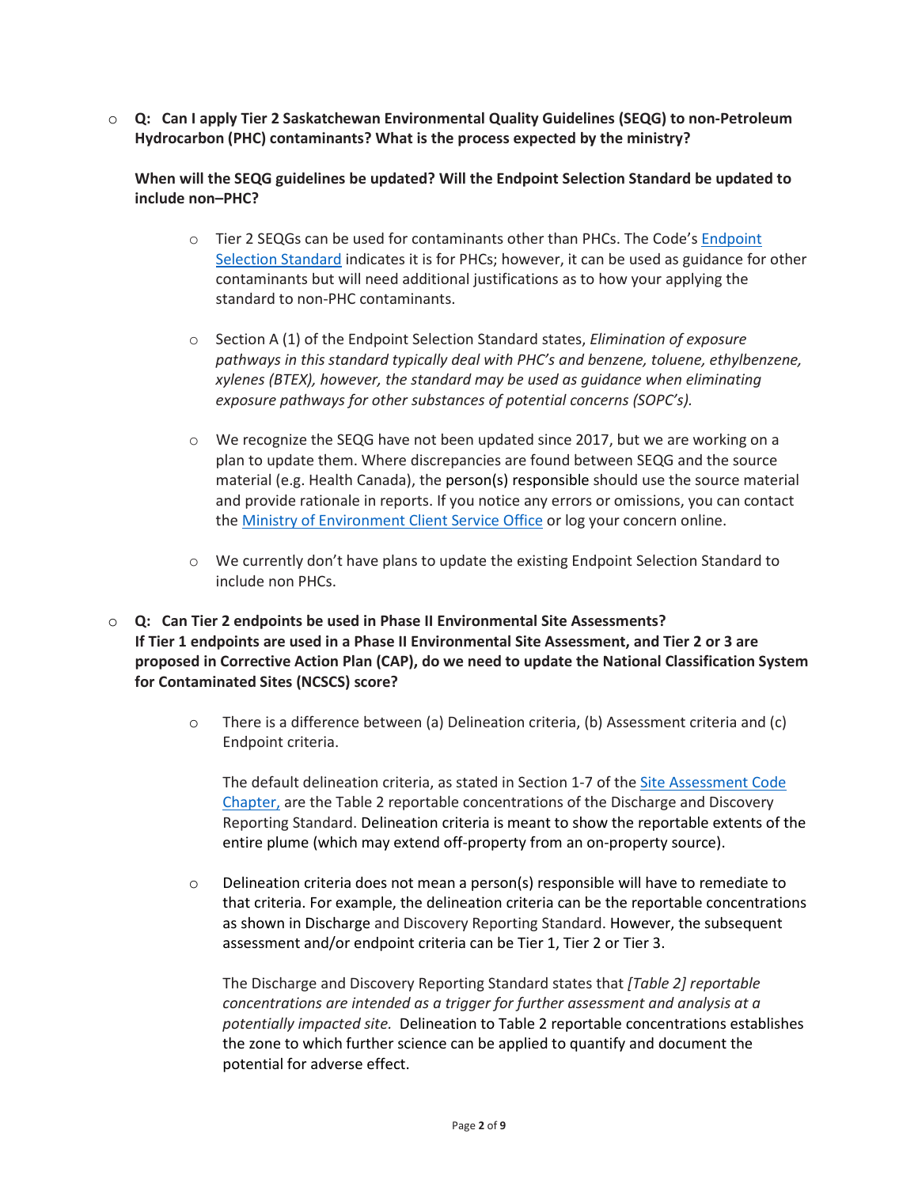- **Q: Can I apply Tier 2 Saskatchewan Environmental Quality Guidelines (SEQG) to non-Petroleum Hydrocarbon (PHC) contaminants? What is the process expected by the ministry?**

  **When will the SEQG guidelines be updated? Will the Endpoint Selection Standard be updated to include non–PHC?**

  - Tier 2 SEQGs can be used for contaminants other than PHCs. The Code's Endpoint Selection Standard indicates it is for PHCs; however, it can be used as guidance for other contaminants but will need additional justifications as to how your applying the standard to non-PHC contaminants.

  - Section A (1) of the Endpoint Selection Standard states, *Elimination of exposure pathways in this standard typically deal with PHC's and benzene, toluene, ethylbenzene, xylenes (BTEX), however, the standard may be used as guidance when eliminating exposure pathways for other substances of potential concerns (SOPC's).*

  - We recognize the SEQG have not been updated since 2017, but we are working on a plan to update them. Where discrepancies are found between SEQG and the source material (e.g. Health Canada), the person(s) responsible should use the source material and provide rationale in reports. If you notice any errors or omissions, you can contact the Ministry of Environment Client Service Office or log your concern online.

  - We currently don't have plans to update the existing Endpoint Selection Standard to include non PHCs.

- **Q: Can Tier 2 endpoints be used in Phase II Environmental Site Assessments? If Tier 1 endpoints are used in a Phase II Environmental Site Assessment, and Tier 2 or 3 are proposed in Corrective Action Plan (CAP), do we need to update the National Classification System for Contaminated Sites (NCSCS) score?**

  - There is a difference between (a) Delineation criteria, (b) Assessment criteria and (c) Endpoint criteria.

    The default delineation criteria, as stated in Section 1-7 of the Site Assessment Code Chapter, are the Table 2 reportable concentrations of the Discharge and Discovery Reporting Standard. Delineation criteria is meant to show the reportable extents of the entire plume (which may extend off-property from an on-property source).

  - Delineation criteria does not mean a person(s) responsible will have to remediate to that criteria. For example, the delineation criteria can be the reportable concentrations as shown in Discharge and Discovery Reporting Standard. However, the subsequent assessment and/or endpoint criteria can be Tier 1, Tier 2 or Tier 3.

    The Discharge and Discovery Reporting Standard states that *[Table 2] reportable concentrations are intended as a trigger for further assessment and analysis at a potentially impacted site.* Delineation to Table 2 reportable concentrations establishes the zone to which further science can be applied to quantify and document the potential for adverse effect.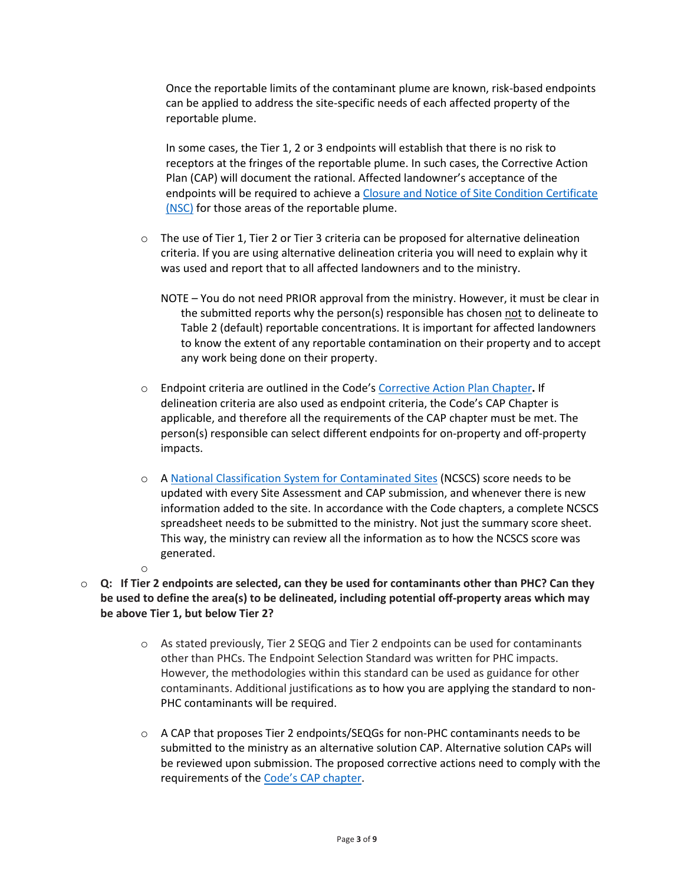Once the reportable limits of the contaminant plume are known, risk-based endpoints can be applied to address the site-specific needs of each affected property of the reportable plume.

In some cases, the Tier 1, 2 or 3 endpoints will establish that there is no risk to receptors at the fringes of the reportable plume. In such cases, the Corrective Action Plan (CAP) will document the rational. Affected landowner's acceptance of the endpoints will be required to achieve a Closure and Notice of Site Condition Certificate (NSC) for those areas of the reportable plume.

- The use of Tier 1, Tier 2 or Tier 3 criteria can be proposed for alternative delineation criteria. If you are using alternative delineation criteria you will need to explain why it was used and report that to all affected landowners and to the ministry.

  NOTE – You do not need PRIOR approval from the ministry. However, it must be clear in the submitted reports why the person(s) responsible has chosen not to delineate to Table 2 (default) reportable concentrations. It is important for affected landowners to know the extent of any reportable contamination on their property and to accept any work being done on their property.

- Endpoint criteria are outlined in the Code's Corrective Action Plan Chapter**.** If delineation criteria are also used as endpoint criteria, the Code's CAP Chapter is applicable, and therefore all the requirements of the CAP chapter must be met. The person(s) responsible can select different endpoints for on-property and off-property impacts.

- A National Classification System for Contaminated Sites (NCSCS) score needs to be updated with every Site Assessment and CAP submission, and whenever there is new information added to the site. In accordance with the Code chapters, a complete NCSCS spreadsheet needs to be submitted to the ministry. Not just the summary score sheet. This way, the ministry can review all the information as to how the NCSCS score was generated.

- **Q: If Tier 2 endpoints are selected, can they be used for contaminants other than PHC? Can they be used to define the area(s) to be delineated, including potential off-property areas which may be above Tier 1, but below Tier 2?**

  - As stated previously, Tier 2 SEQG and Tier 2 endpoints can be used for contaminants other than PHCs. The Endpoint Selection Standard was written for PHC impacts. However, the methodologies within this standard can be used as guidance for other contaminants. Additional justifications as to how you are applying the standard to non-PHC contaminants will be required.

  - A CAP that proposes Tier 2 endpoints/SEQGs for non-PHC contaminants needs to be submitted to the ministry as an alternative solution CAP. Alternative solution CAPs will be reviewed upon submission. The proposed corrective actions need to comply with the requirements of the Code's CAP chapter.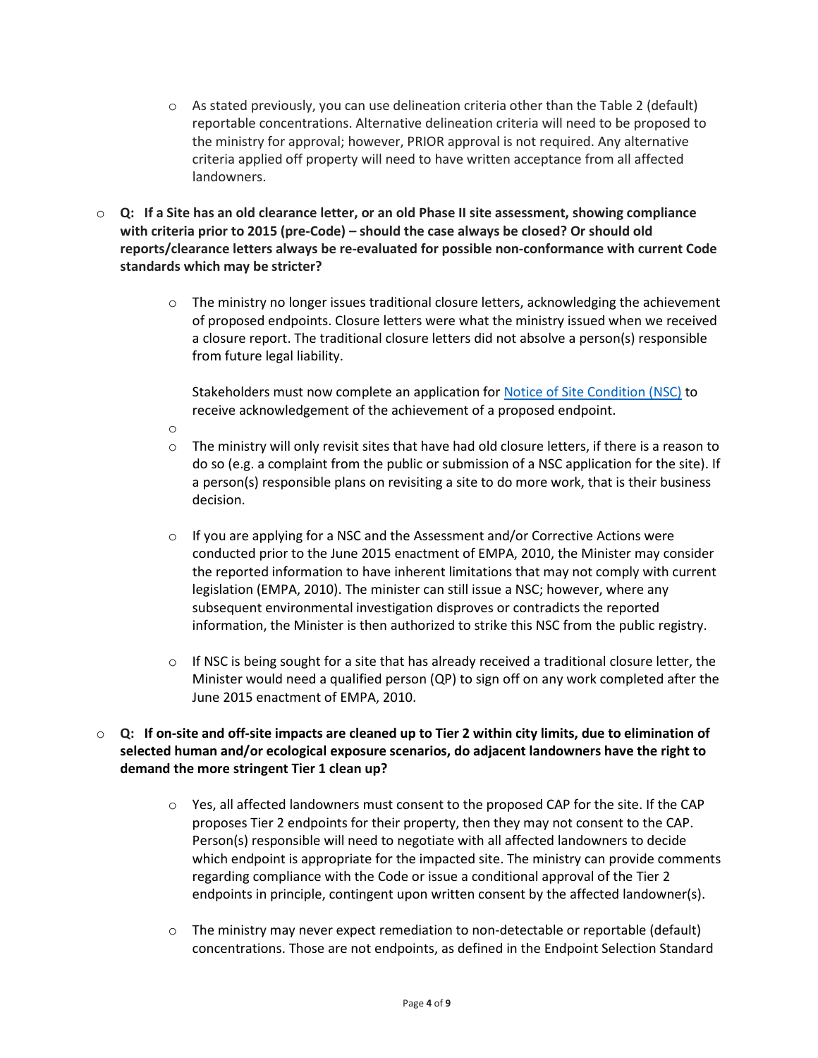- As stated previously, you can use delineation criteria other than the Table 2 (default) reportable concentrations. Alternative delineation criteria will need to be proposed to the ministry for approval; however, PRIOR approval is not required. Any alternative criteria applied off property will need to have written acceptance from all affected landowners.

- **Q: If a Site has an old clearance letter, or an old Phase II site assessment, showing compliance with criteria prior to 2015 (pre-Code) – should the case always be closed? Or should old reports/clearance letters always be re-evaluated for possible non-conformance with current Code standards which may be stricter?**

  - The ministry no longer issues traditional closure letters, acknowledging the achievement of proposed endpoints. Closure letters were what the ministry issued when we received a closure report. The traditional closure letters did not absolve a person(s) responsible from future legal liability.

    Stakeholders must now complete an application for [Notice of Site Condition (NSC)]() to receive acknowledgement of the achievement of a proposed endpoint.

  - The ministry will only revisit sites that have had old closure letters, if there is a reason to do so (e.g. a complaint from the public or submission of a NSC application for the site). If a person(s) responsible plans on revisiting a site to do more work, that is their business decision.

  - If you are applying for a NSC and the Assessment and/or Corrective Actions were conducted prior to the June 2015 enactment of EMPA, 2010, the Minister may consider the reported information to have inherent limitations that may not comply with current legislation (EMPA, 2010). The minister can still issue a NSC; however, where any subsequent environmental investigation disproves or contradicts the reported information, the Minister is then authorized to strike this NSC from the public registry.

  - If NSC is being sought for a site that has already received a traditional closure letter, the Minister would need a qualified person (QP) to sign off on any work completed after the June 2015 enactment of EMPA, 2010.

- **Q: If on-site and off-site impacts are cleaned up to Tier 2 within city limits, due to elimination of selected human and/or ecological exposure scenarios, do adjacent landowners have the right to demand the more stringent Tier 1 clean up?**

  - Yes, all affected landowners must consent to the proposed CAP for the site. If the CAP proposes Tier 2 endpoints for their property, then they may not consent to the CAP. Person(s) responsible will need to negotiate with all affected landowners to decide which endpoint is appropriate for the impacted site. The ministry can provide comments regarding compliance with the Code or issue a conditional approval of the Tier 2 endpoints in principle, contingent upon written consent by the affected landowner(s).

  - The ministry may never expect remediation to non-detectable or reportable (default) concentrations. Those are not endpoints, as defined in the Endpoint Selection Standard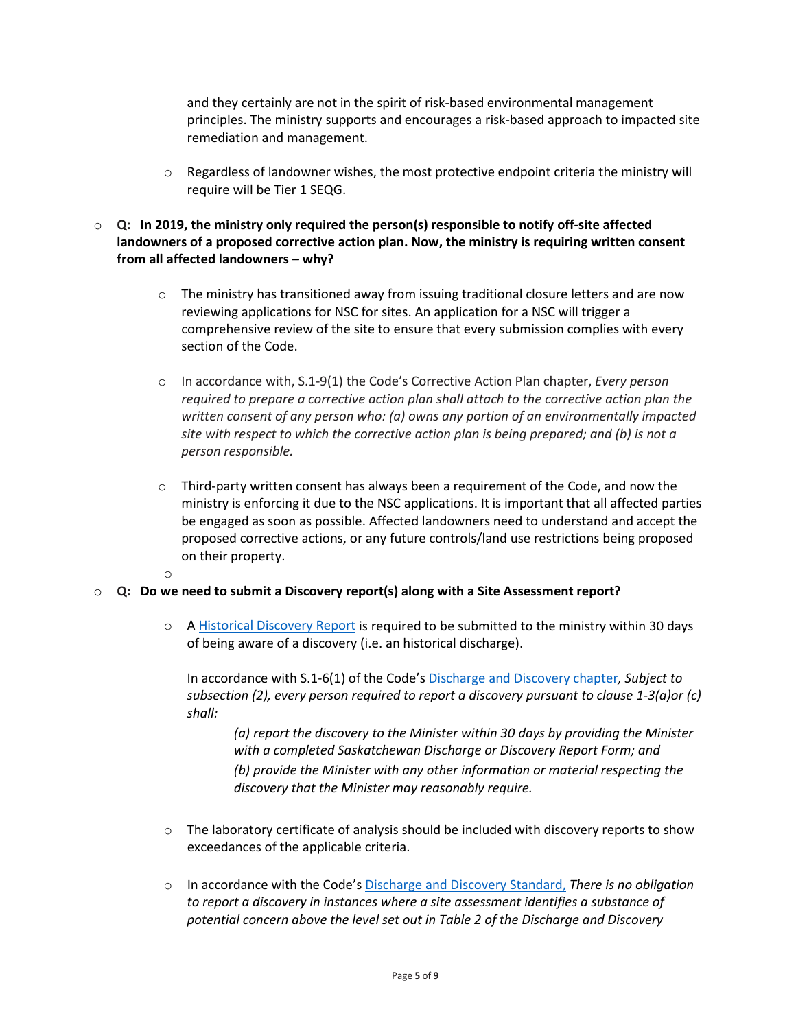and they certainly are not in the spirit of risk-based environmental management principles. The ministry supports and encourages a risk-based approach to impacted site remediation and management.

- Regardless of landowner wishes, the most protective endpoint criteria the ministry will require will be Tier 1 SEQG.

- **Q: In 2019, the ministry only required the person(s) responsible to notify off-site affected landowners of a proposed corrective action plan. Now, the ministry is requiring written consent from all affected landowners – why?**

    - The ministry has transitioned away from issuing traditional closure letters and are now reviewing applications for NSC for sites. An application for a NSC will trigger a comprehensive review of the site to ensure that every submission complies with every section of the Code.

    - In accordance with, S.1-9(1) the Code's Corrective Action Plan chapter, *Every person required to prepare a corrective action plan shall attach to the corrective action plan the written consent of any person who: (a) owns any portion of an environmentally impacted site with respect to which the corrective action plan is being prepared; and (b) is not a person responsible.*

    - Third-party written consent has always been a requirement of the Code, and now the ministry is enforcing it due to the NSC applications. It is important that all affected parties be engaged as soon as possible. Affected landowners need to understand and accept the proposed corrective actions, or any future controls/land use restrictions being proposed on their property.

- **Q: Do we need to submit a Discovery report(s) along with a Site Assessment report?**

    - A Historical Discovery Report is required to be submitted to the ministry within 30 days of being aware of a discovery (i.e. an historical discharge).

      In accordance with S.1-6(1) of the Code's Discharge and Discovery chapter, *Subject to subsection (2), every person required to report a discovery pursuant to clause 1-3(a)or (c) shall:*

      > *(a) report the discovery to the Minister within 30 days by providing the Minister with a completed Saskatchewan Discharge or Discovery Report Form; and*
      >
      > *(b) provide the Minister with any other information or material respecting the discovery that the Minister may reasonably require.*

    - The laboratory certificate of analysis should be included with discovery reports to show exceedances of the applicable criteria.

    - In accordance with the Code's Discharge and Discovery Standard, *There is no obligation to report a discovery in instances where a site assessment identifies a substance of potential concern above the level set out in Table 2 of the Discharge and Discovery*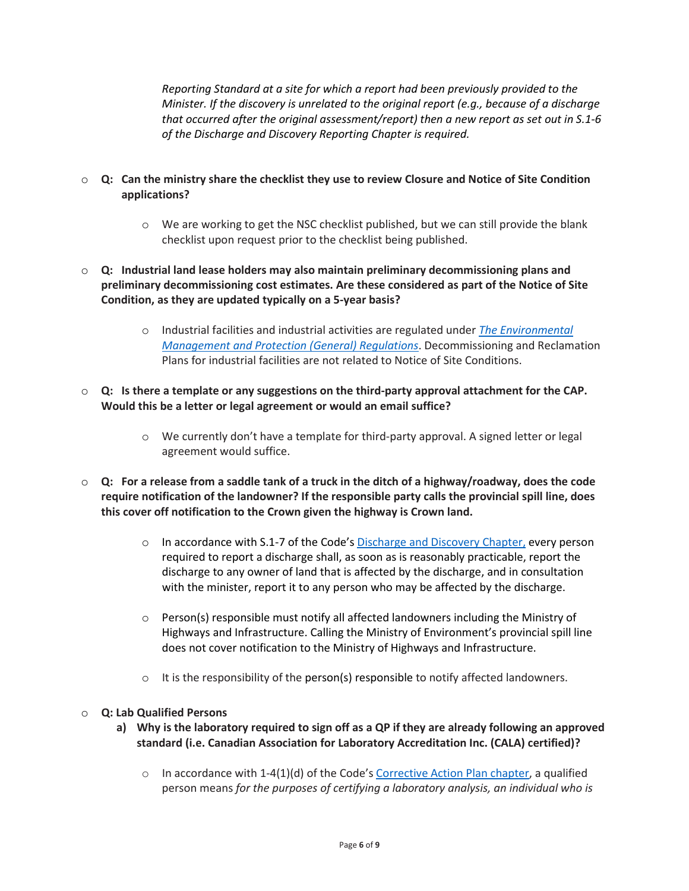*Reporting Standard at a site for which a report had been previously provided to the Minister. If the discovery is unrelated to the original report (e.g., because of a discharge that occurred after the original assessment/report) then a new report as set out in S.1-6 of the Discharge and Discovery Reporting Chapter is required.*

- **Q: Can the ministry share the checklist they use to review Closure and Notice of Site Condition applications?**
  - We are working to get the NSC checklist published, but we can still provide the blank checklist upon request prior to the checklist being published.

- **Q: Industrial land lease holders may also maintain preliminary decommissioning plans and preliminary decommissioning cost estimates. Are these considered as part of the Notice of Site Condition, as they are updated typically on a 5-year basis?**
  - Industrial facilities and industrial activities are regulated under [*The Environmental Management and Protection (General) Regulations*](). Decommissioning and Reclamation Plans for industrial facilities are not related to Notice of Site Conditions.

- **Q: Is there a template or any suggestions on the third-party approval attachment for the CAP. Would this be a letter or legal agreement or would an email suffice?**
  - We currently don't have a template for third-party approval. A signed letter or legal agreement would suffice.

- **Q: For a release from a saddle tank of a truck in the ditch of a highway/roadway, does the code require notification of the landowner? If the responsible party calls the provincial spill line, does this cover off notification to the Crown given the highway is Crown land.**
  - In accordance with S.1-7 of the Code's [Discharge and Discovery Chapter,]() every person required to report a discharge shall, as soon as is reasonably practicable, report the discharge to any owner of land that is affected by the discharge, and in consultation with the minister, report it to any person who may be affected by the discharge.
  - Person(s) responsible must notify all affected landowners including the Ministry of Highways and Infrastructure. Calling the Ministry of Environment's provincial spill line does not cover notification to the Ministry of Highways and Infrastructure.
  - It is the responsibility of the person(s) responsible to notify affected landowners.

- **Q: Lab Qualified Persons**
  - **a) Why is the laboratory required to sign off as a QP if they are already following an approved standard (i.e. Canadian Association for Laboratory Accreditation Inc. (CALA) certified)?**
    - In accordance with 1-4(1)(d) of the Code's [Corrective Action Plan chapter](), a qualified person means *for the purposes of certifying a laboratory analysis, an individual who is*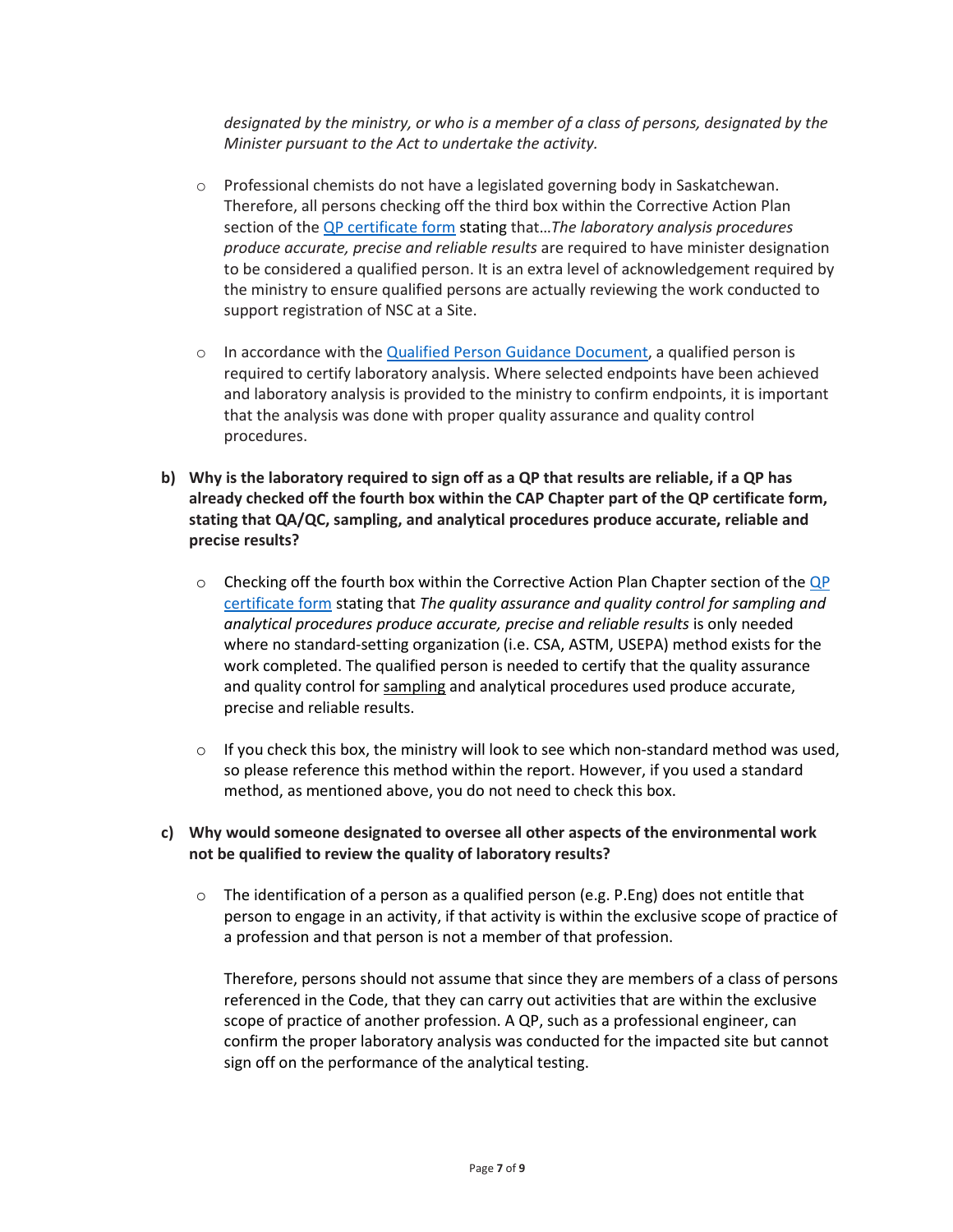*designated by the ministry, or who is a member of a class of persons, designated by the Minister pursuant to the Act to undertake the activity.*

- Professional chemists do not have a legislated governing body in Saskatchewan. Therefore, all persons checking off the third box within the Corrective Action Plan section of the [QP certificate form]() stating that…*The laboratory analysis procedures produce accurate, precise and reliable results* are required to have minister designation to be considered a qualified person. It is an extra level of acknowledgement required by the ministry to ensure qualified persons are actually reviewing the work conducted to support registration of NSC at a Site.

- In accordance with the [Qualified Person Guidance Document](), a qualified person is required to certify laboratory analysis. Where selected endpoints have been achieved and laboratory analysis is provided to the ministry to confirm endpoints, it is important that the analysis was done with proper quality assurance and quality control procedures.

**b) Why is the laboratory required to sign off as a QP that results are reliable, if a QP has already checked off the fourth box within the CAP Chapter part of the QP certificate form, stating that QA/QC, sampling, and analytical procedures produce accurate, reliable and precise results?**

- Checking off the fourth box within the Corrective Action Plan Chapter section of the [QP certificate form]() stating that *The quality assurance and quality control for sampling and analytical procedures produce accurate, precise and reliable results* is only needed where no standard-setting organization (i.e. CSA, ASTM, USEPA) method exists for the work completed. The qualified person is needed to certify that the quality assurance and quality control for <u>sampling</u> and analytical procedures used produce accurate, precise and reliable results.

- If you check this box, the ministry will look to see which non-standard method was used, so please reference this method within the report. However, if you used a standard method, as mentioned above, you do not need to check this box.

**c) Why would someone designated to oversee all other aspects of the environmental work not be qualified to review the quality of laboratory results?**

- The identification of a person as a qualified person (e.g. P.Eng) does not entitle that person to engage in an activity, if that activity is within the exclusive scope of practice of a profession and that person is not a member of that profession.

  Therefore, persons should not assume that since they are members of a class of persons referenced in the Code, that they can carry out activities that are within the exclusive scope of practice of another profession. A QP, such as a professional engineer, can confirm the proper laboratory analysis was conducted for the impacted site but cannot sign off on the performance of the analytical testing.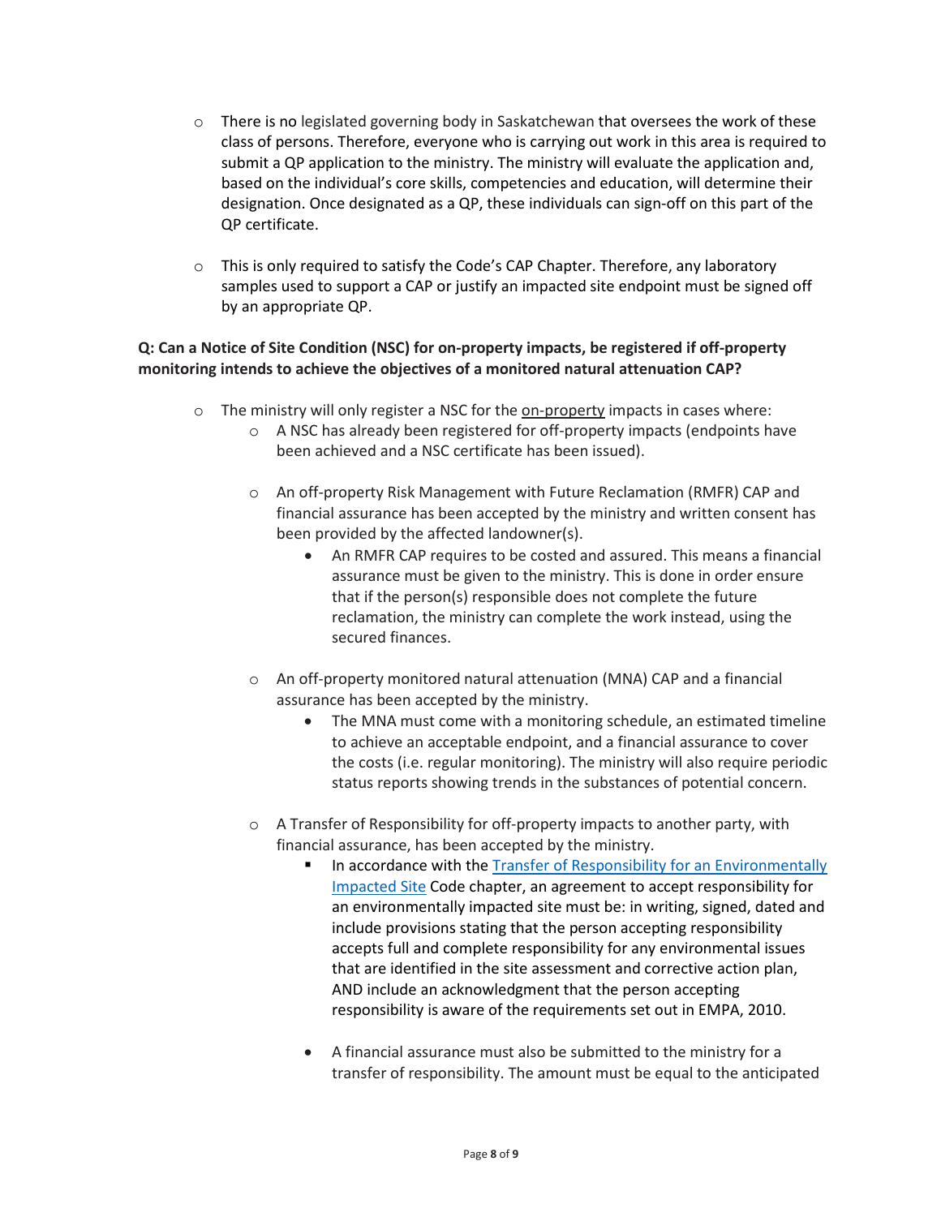- There is no legislated governing body in Saskatchewan that oversees the work of these class of persons. Therefore, everyone who is carrying out work in this area is required to submit a QP application to the ministry. The ministry will evaluate the application and, based on the individual's core skills, competencies and education, will determine their designation. Once designated as a QP, these individuals can sign-off on this part of the QP certificate.

- This is only required to satisfy the Code's CAP Chapter. Therefore, any laboratory samples used to support a CAP or justify an impacted site endpoint must be signed off by an appropriate QP.

**Q: Can a Notice of Site Condition (NSC) for on-property impacts, be registered if off-property monitoring intends to achieve the objectives of a monitored natural attenuation CAP?**

- The ministry will only register a NSC for the <u>on-property</u> impacts in cases where:
  - A NSC has already been registered for off-property impacts (endpoints have been achieved and a NSC certificate has been issued).

  - An off-property Risk Management with Future Reclamation (RMFR) CAP and financial assurance has been accepted by the ministry and written consent has been provided by the affected landowner(s).
    - An RMFR CAP requires to be costed and assured. This means a financial assurance must be given to the ministry. This is done in order ensure that if the person(s) responsible does not complete the future reclamation, the ministry can complete the work instead, using the secured finances.

  - An off-property monitored natural attenuation (MNA) CAP and a financial assurance has been accepted by the ministry.
    - The MNA must come with a monitoring schedule, an estimated timeline to achieve an acceptable endpoint, and a financial assurance to cover the costs (i.e. regular monitoring). The ministry will also require periodic status reports showing trends in the substances of potential concern.

  - A Transfer of Responsibility for off-property impacts to another party, with financial assurance, has been accepted by the ministry.
    - In accordance with the [Transfer of Responsibility for an Environmentally Impacted Site]() Code chapter, an agreement to accept responsibility for an environmentally impacted site must be: in writing, signed, dated and include provisions stating that the person accepting responsibility accepts full and complete responsibility for any environmental issues that are identified in the site assessment and corrective action plan, AND include an acknowledgment that the person accepting responsibility is aware of the requirements set out in EMPA, 2010.

    - A financial assurance must also be submitted to the ministry for a transfer of responsibility. The amount must be equal to the anticipated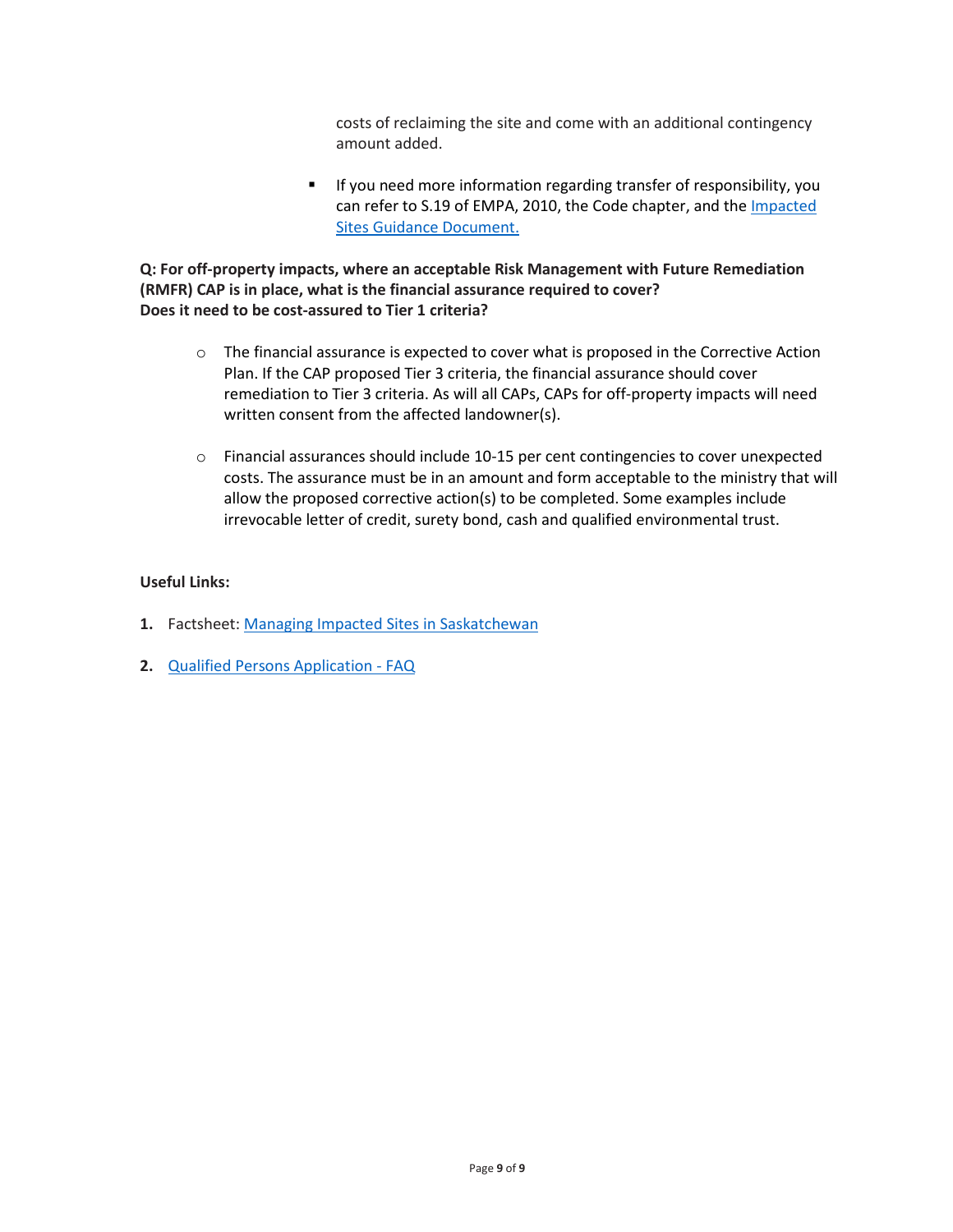costs of reclaiming the site and come with an additional contingency amount added.

- If you need more information regarding transfer of responsibility, you can refer to S.19 of EMPA, 2010, the Code chapter, and the [Impacted Sites Guidance Document.]()

**Q: For off-property impacts, where an acceptable Risk Management with Future Remediation (RMFR) CAP is in place, what is the financial assurance required to cover? Does it need to be cost-assured to Tier 1 criteria?**

- The financial assurance is expected to cover what is proposed in the Corrective Action Plan. If the CAP proposed Tier 3 criteria, the financial assurance should cover remediation to Tier 3 criteria. As will all CAPs, CAPs for off-property impacts will need written consent from the affected landowner(s).

- Financial assurances should include 10-15 per cent contingencies to cover unexpected costs. The assurance must be in an amount and form acceptable to the ministry that will allow the proposed corrective action(s) to be completed. Some examples include irrevocable letter of credit, surety bond, cash and qualified environmental trust.

**Useful Links:**

1. Factsheet: [Managing Impacted Sites in Saskatchewan]()
2. [Qualified Persons Application - FAQ]()